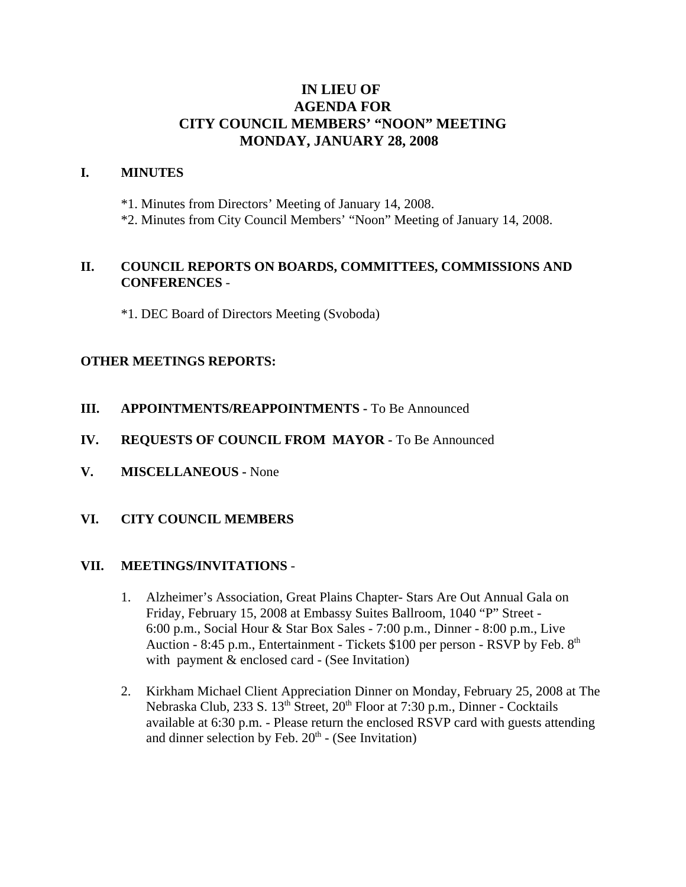# IN LIEU OF
# AGENDA FOR
# CITY COUNCIL MEMBERS' "NOON" MEETING
# MONDAY, JANUARY 28, 2008

## I. MINUTES

*1. Minutes from Directors' Meeting of January 14, 2008.

*2. Minutes from City Council Members' "Noon" Meeting of January 14, 2008.

## II. COUNCIL REPORTS ON BOARDS, COMMITTEES, COMMISSIONS AND CONFERENCES -

*1. DEC Board of Directors Meeting (Svoboda)

## OTHER MEETINGS REPORTS:

## III. APPOINTMENTS/REAPPOINTMENTS - To Be Announced

## IV. REQUESTS OF COUNCIL FROM MAYOR - To Be Announced

## V. MISCELLANEOUS - None

## VI. CITY COUNCIL MEMBERS

## VII. MEETINGS/INVITATIONS -

1. Alzheimer's Association, Great Plains Chapter- Stars Are Out Annual Gala on Friday, February 15, 2008 at Embassy Suites Ballroom, 1040 "P" Street - 6:00 p.m., Social Hour & Star Box Sales - 7:00 p.m., Dinner - 8:00 p.m., Live Auction - 8:45 p.m., Entertainment - Tickets $100 per person - RSVP by Feb. 8th with payment & enclosed card - (See Invitation)

2. Kirkham Michael Client Appreciation Dinner on Monday, February 25, 2008 at The Nebraska Club, 233 S. 13th Street, 20th Floor at 7:30 p.m., Dinner - Cocktails available at 6:30 p.m. - Please return the enclosed RSVP card with guests attending and dinner selection by Feb. 20th - (See Invitation)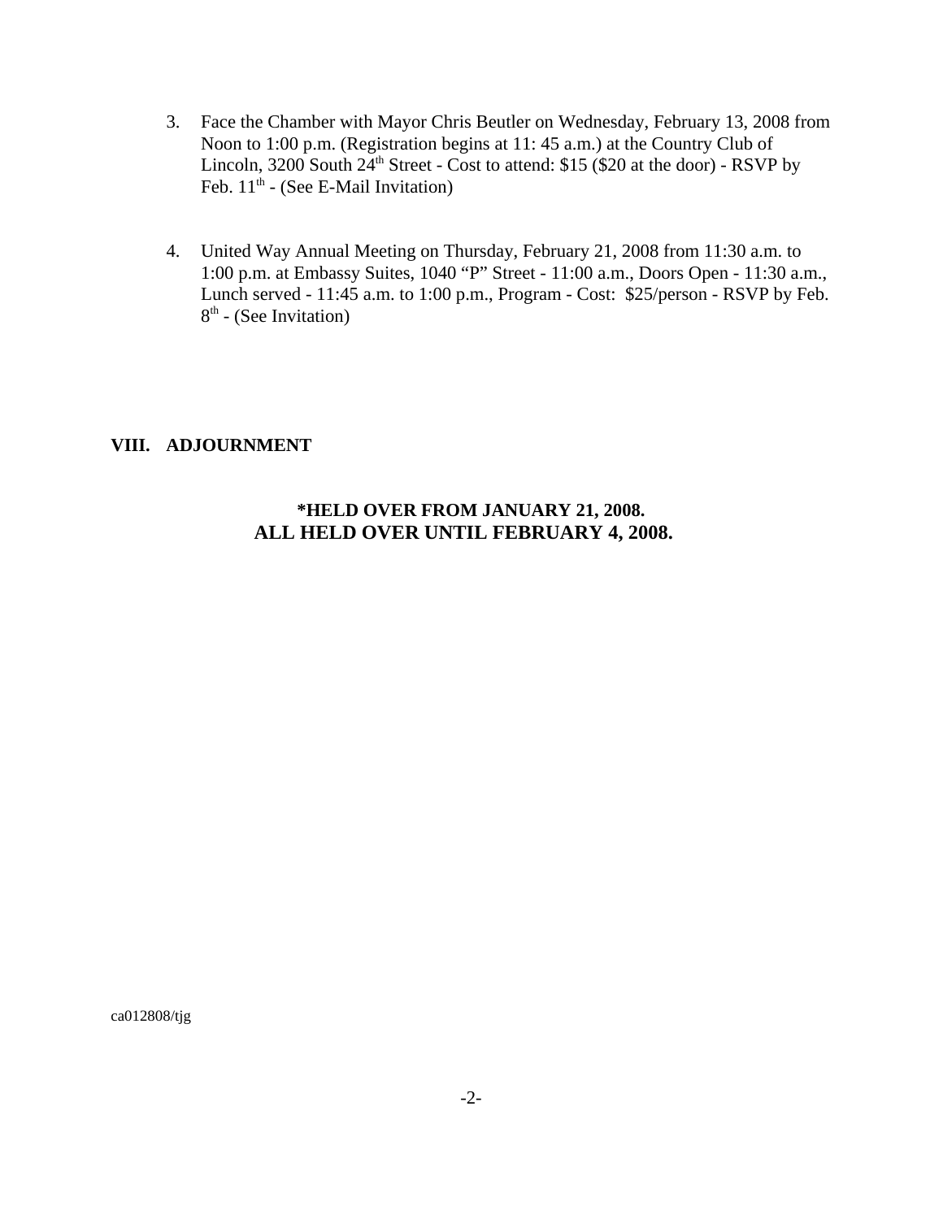3. Face the Chamber with Mayor Chris Beutler on Wednesday, February 13, 2008 from Noon to 1:00 p.m. (Registration begins at 11: 45 a.m.) at the Country Club of Lincoln, 3200 South 24th Street - Cost to attend: $15 ($20 at the door) - RSVP by Feb. 11th - (See E-Mail Invitation)

4. United Way Annual Meeting on Thursday, February 21, 2008 from 11:30 a.m. to 1:00 p.m. at Embassy Suites, 1040 "P" Street - 11:00 a.m., Doors Open - 11:30 a.m., Lunch served - 11:45 a.m. to 1:00 p.m., Program - Cost: $25/person - RSVP by Feb. 8th - (See Invitation)

**VIII. ADJOURNMENT**

**\*HELD OVER FROM JANUARY 21, 2008.**
**ALL HELD OVER UNTIL FEBRUARY 4, 2008.**

ca012808/tjg